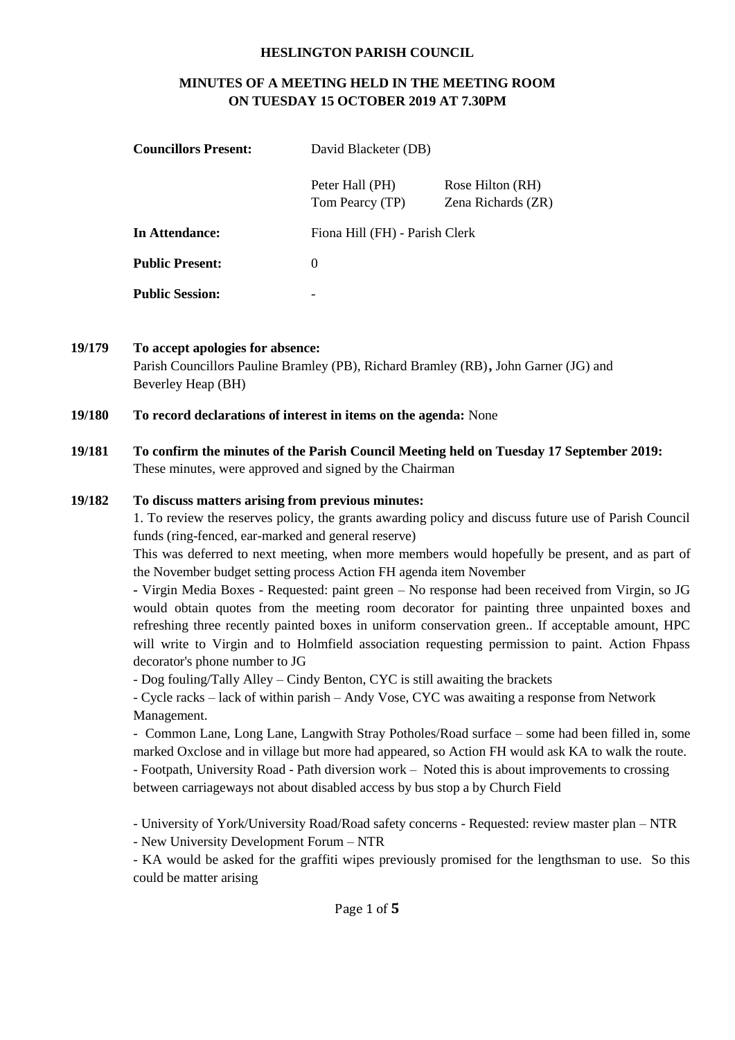**HESLINGTON PARISH COUNCIL**

**MINUTES OF A MEETING HELD IN THE MEETING ROOM ON TUESDAY 15 OCTOBER 2019 AT 7.30PM**

| | | |
|---|---|---|
| **Councillors Present:** | David Blacketer (DB) | |
| | Peter Hall (PH) | Rose Hilton (RH) |
| | Tom Pearcy (TP) | Zena Richards (ZR) |
| **In Attendance:** | Fiona Hill (FH) - Parish Clerk | |
| **Public Present:** | 0 | |
| **Public Session:** | - | |

**19/179 To accept apologies for absence:**
Parish Councillors Pauline Bramley (PB), Richard Bramley (RB), John Garner (JG) and Beverley Heap (BH)

**19/180 To record declarations of interest in items on the agenda:** None

**19/181 To confirm the minutes of the Parish Council Meeting held on Tuesday 17 September 2019:**
These minutes, were approved and signed by the Chairman

**19/182 To discuss matters arising from previous minutes:**

1. To review the reserves policy, the grants awarding policy and discuss future use of Parish Council funds (ring-fenced, ear-marked and general reserve)

This was deferred to next meeting, when more members would hopefully be present, and as part of the November budget setting process Action FH agenda item November

- Virgin Media Boxes - Requested: paint green – No response had been received from Virgin, so JG would obtain quotes from the meeting room decorator for painting three unpainted boxes and refreshing three recently painted boxes in uniform conservation green.. If acceptable amount, HPC will write to Virgin and to Holmfield association requesting permission to paint. Action Fhpass decorator's phone number to JG
- Dog fouling/Tally Alley – Cindy Benton, CYC is still awaiting the brackets
- Cycle racks – lack of within parish – Andy Vose, CYC was awaiting a response from Network Management.
- Common Lane, Long Lane, Langwith Stray Potholes/Road surface – some had been filled in, some marked Oxclose and in village but more had appeared, so Action FH would ask KA to walk the route.
- Footpath, University Road - Path diversion work – Noted this is about improvements to crossing between carriageways not about disabled access by bus stop a by Church Field
- University of York/University Road/Road safety concerns - Requested: review master plan – NTR
- New University Development Forum – NTR
- KA would be asked for the graffiti wipes previously promised for the lengthsman to use. So this could be matter arising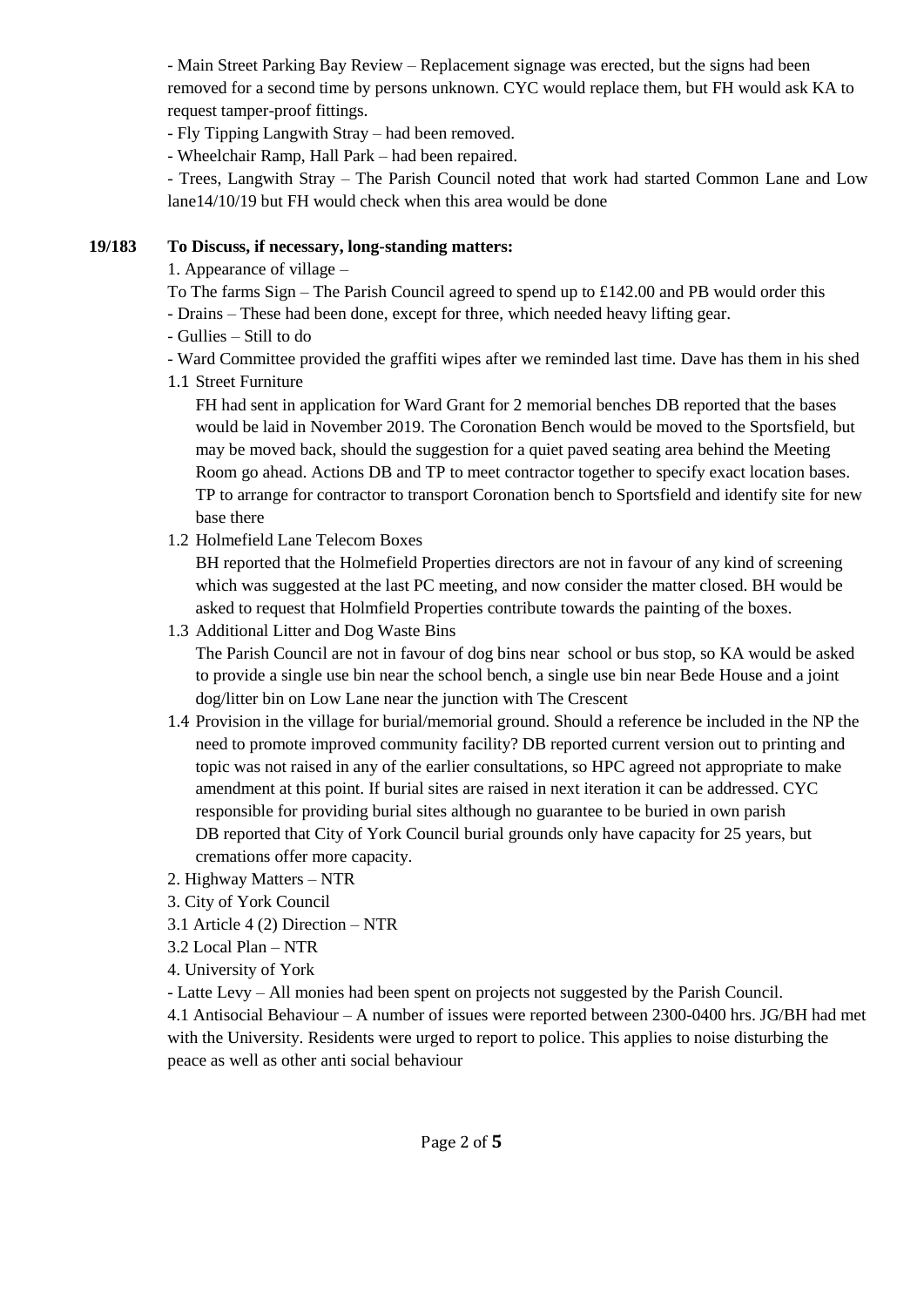- Main Street Parking Bay Review – Replacement signage was erected, but the signs had been removed for a second time by persons unknown. CYC would replace them, but FH would ask KA to request tamper-proof fittings.
- Fly Tipping Langwith Stray – had been removed.
- Wheelchair Ramp, Hall Park – had been repaired.
- Trees, Langwith Stray – The Parish Council noted that work had started Common Lane and Low lane14/10/19 but FH would check when this area would be done

**19/183 To Discuss, if necessary, long-standing matters:**

1. Appearance of village –

To The farms Sign – The Parish Council agreed to spend up to £142.00 and PB would order this

- Drains – These had been done, except for three, which needed heavy lifting gear.
- Gullies – Still to do
- Ward Committee provided the graffiti wipes after we reminded last time. Dave has them in his shed

1.1 Street Furniture

FH had sent in application for Ward Grant for 2 memorial benches DB reported that the bases would be laid in November 2019. The Coronation Bench would be moved to the Sportsfield, but may be moved back, should the suggestion for a quiet paved seating area behind the Meeting Room go ahead. Actions DB and TP to meet contractor together to specify exact location bases. TP to arrange for contractor to transport Coronation bench to Sportsfield and identify site for new base there

1.2 Holmefield Lane Telecom Boxes

BH reported that the Holmefield Properties directors are not in favour of any kind of screening which was suggested at the last PC meeting, and now consider the matter closed. BH would be asked to request that Holmfield Properties contribute towards the painting of the boxes.

1.3 Additional Litter and Dog Waste Bins

The Parish Council are not in favour of dog bins near school or bus stop, so KA would be asked to provide a single use bin near the school bench, a single use bin near Bede House and a joint dog/litter bin on Low Lane near the junction with The Crescent

1.4 Provision in the village for burial/memorial ground. Should a reference be included in the NP the need to promote improved community facility? DB reported current version out to printing and topic was not raised in any of the earlier consultations, so HPC agreed not appropriate to make amendment at this point. If burial sites are raised in next iteration it can be addressed. CYC responsible for providing burial sites although no guarantee to be buried in own parish
DB reported that City of York Council burial grounds only have capacity for 25 years, but cremations offer more capacity.

2. Highway Matters – NTR

3. City of York Council

3.1 Article 4 (2) Direction – NTR

3.2 Local Plan – NTR

4. University of York

- Latte Levy – All monies had been spent on projects not suggested by the Parish Council.

4.1 Antisocial Behaviour – A number of issues were reported between 2300-0400 hrs. JG/BH had met with the University. Residents were urged to report to police. This applies to noise disturbing the peace as well as other anti social behaviour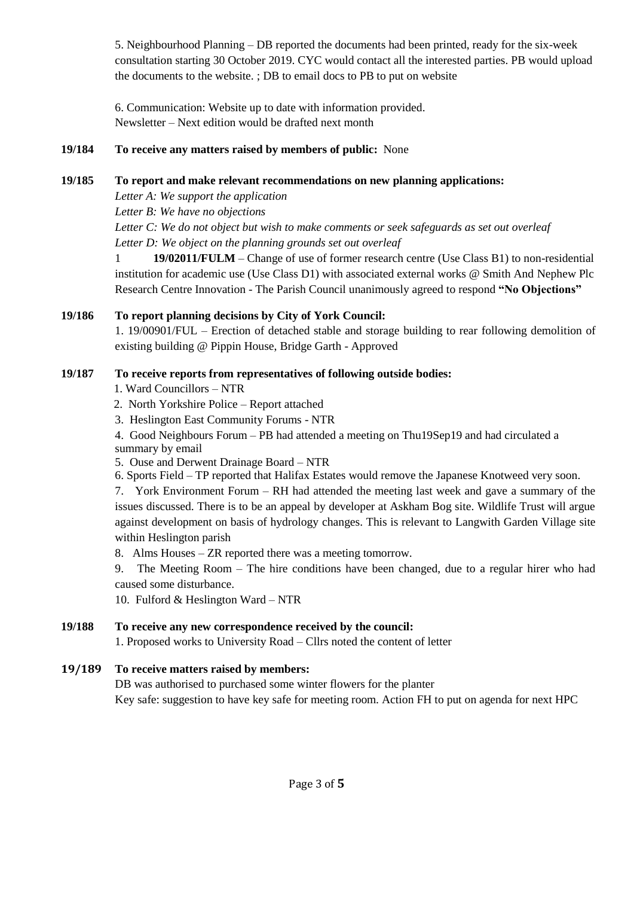5. Neighbourhood Planning – DB reported the documents had been printed, ready for the six-week consultation starting 30 October 2019. CYC would contact all the interested parties. PB would upload the documents to the website. ; DB to email docs to PB to put on website

6. Communication: Website up to date with information provided.
Newsletter – Next edition would be drafted next month

**19/184 To receive any matters raised by members of public:** None

**19/185 To report and make relevant recommendations on new planning applications:**

*Letter A: We support the application*
*Letter B: We have no objections*
*Letter C: We do not object but wish to make comments or seek safeguards as set out overleaf*
*Letter D: We object on the planning grounds set out overleaf*

1 **19/02011/FULM** – Change of use of former research centre (Use Class B1) to non-residential institution for academic use (Use Class D1) with associated external works @ Smith And Nephew Plc Research Centre Innovation - The Parish Council unanimously agreed to respond **"No Objections"**

**19/186 To report planning decisions by City of York Council:**

1. 19/00901/FUL – Erection of detached stable and storage building to rear following demolition of existing building @ Pippin House, Bridge Garth - Approved

**19/187 To receive reports from representatives of following outside bodies:**

1. Ward Councillors – NTR
2. North Yorkshire Police – Report attached
3. Heslington East Community Forums - NTR
4. Good Neighbours Forum – PB had attended a meeting on Thu19Sep19 and had circulated a summary by email
5. Ouse and Derwent Drainage Board – NTR
6. Sports Field – TP reported that Halifax Estates would remove the Japanese Knotweed very soon.
7. York Environment Forum – RH had attended the meeting last week and gave a summary of the issues discussed. There is to be an appeal by developer at Askham Bog site. Wildlife Trust will argue against development on basis of hydrology changes. This is relevant to Langwith Garden Village site within Heslington parish
8. Alms Houses – ZR reported there was a meeting tomorrow.
9. The Meeting Room – The hire conditions have been changed, due to a regular hirer who had caused some disturbance.
10. Fulford & Heslington Ward – NTR

**19/188 To receive any new correspondence received by the council:**

1. Proposed works to University Road – Cllrs noted the content of letter

**19/189 To receive matters raised by members:**

DB was authorised to purchased some winter flowers for the planter
Key safe: suggestion to have key safe for meeting room. Action FH to put on agenda for next HPC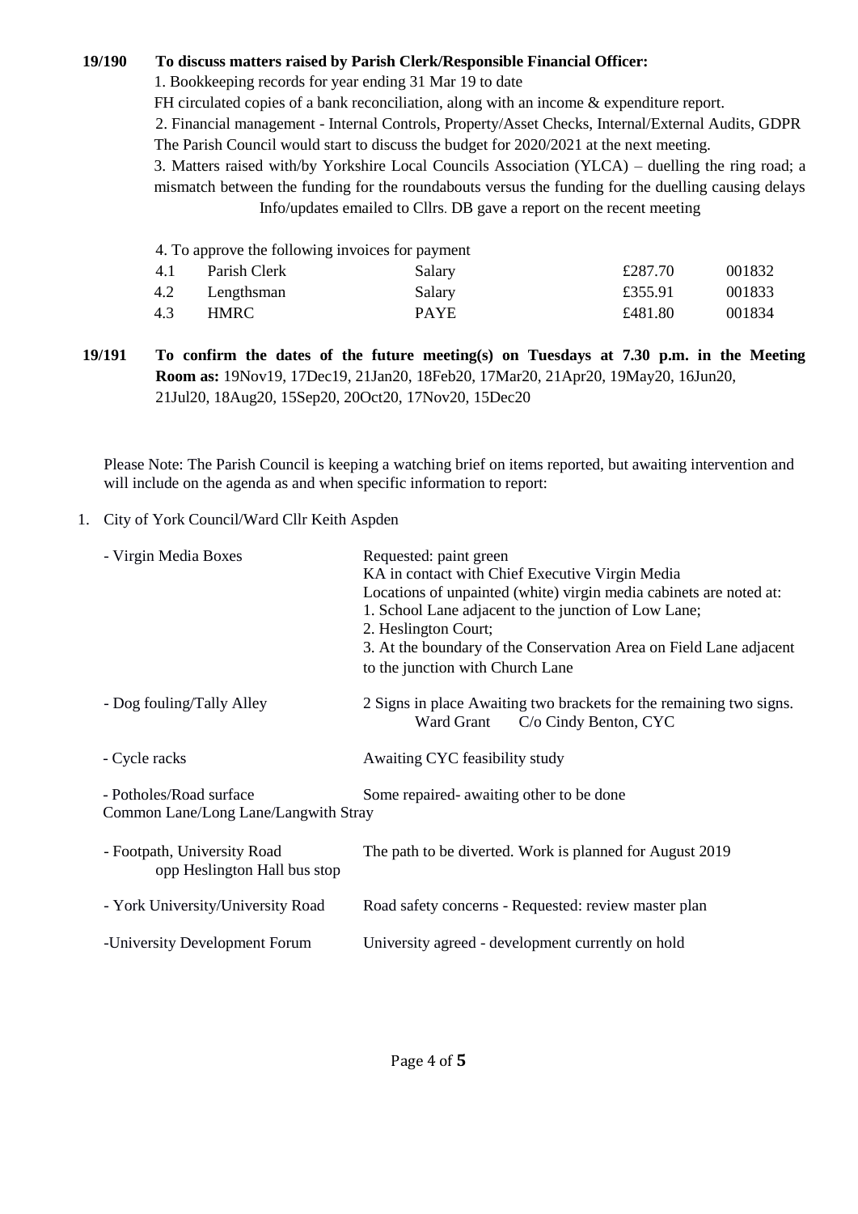**19/190 To discuss matters raised by Parish Clerk/Responsible Financial Officer:**

1. Bookkeeping records for year ending 31 Mar 19 to date

FH circulated copies of a bank reconciliation, along with an income & expenditure report.

2. Financial management - Internal Controls, Property/Asset Checks, Internal/External Audits, GDPR

The Parish Council would start to discuss the budget for 2020/2021 at the next meeting.

3. Matters raised with/by Yorkshire Local Councils Association (YLCA) – duelling the ring road; a mismatch between the funding for the roundabouts versus the funding for the duelling causing delays

Info/updates emailed to Cllrs. DB gave a report on the recent meeting

4. To approve the following invoices for payment

| | | | | |
|---|---|---|---|---|
| 4.1 | Parish Clerk | Salary | £287.70 | 001832 |
| 4.2 | Lengthsman | Salary | £355.91 | 001833 |
| 4.3 | HMRC | PAYE | £481.80 | 001834 |

**19/191 To confirm the dates of the future meeting(s) on Tuesdays at 7.30 p.m. in the Meeting Room as:** 19Nov19, 17Dec19, 21Jan20, 18Feb20, 17Mar20, 21Apr20, 19May20, 16Jun20, 21Jul20, 18Aug20, 15Sep20, 20Oct20, 17Nov20, 15Dec20

Please Note: The Parish Council is keeping a watching brief on items reported, but awaiting intervention and will include on the agenda as and when specific information to report:

1. City of York Council/Ward Cllr Keith Aspden

| | |
|---|---|
| - Virgin Media Boxes | Requested: paint green<br>KA in contact with Chief Executive Virgin Media<br>Locations of unpainted (white) virgin media cabinets are noted at:<br>1. School Lane adjacent to the junction of Low Lane;<br>2. Heslington Court;<br>3. At the boundary of the Conservation Area on Field Lane adjacent to the junction with Church Lane |
| - Dog fouling/Tally Alley | 2 Signs in place Awaiting two brackets for the remaining two signs.<br>Ward Grant C/o Cindy Benton, CYC |
| - Cycle racks | Awaiting CYC feasibility study |
| - Potholes/Road surface<br>Common Lane/Long Lane/Langwith Stray | Some repaired- awaiting other to be done |
| - Footpath, University Road<br>opp Heslington Hall bus stop | The path to be diverted. Work is planned for August 2019 |
| - York University/University Road | Road safety concerns - Requested: review master plan |
| -University Development Forum | University agreed - development currently on hold |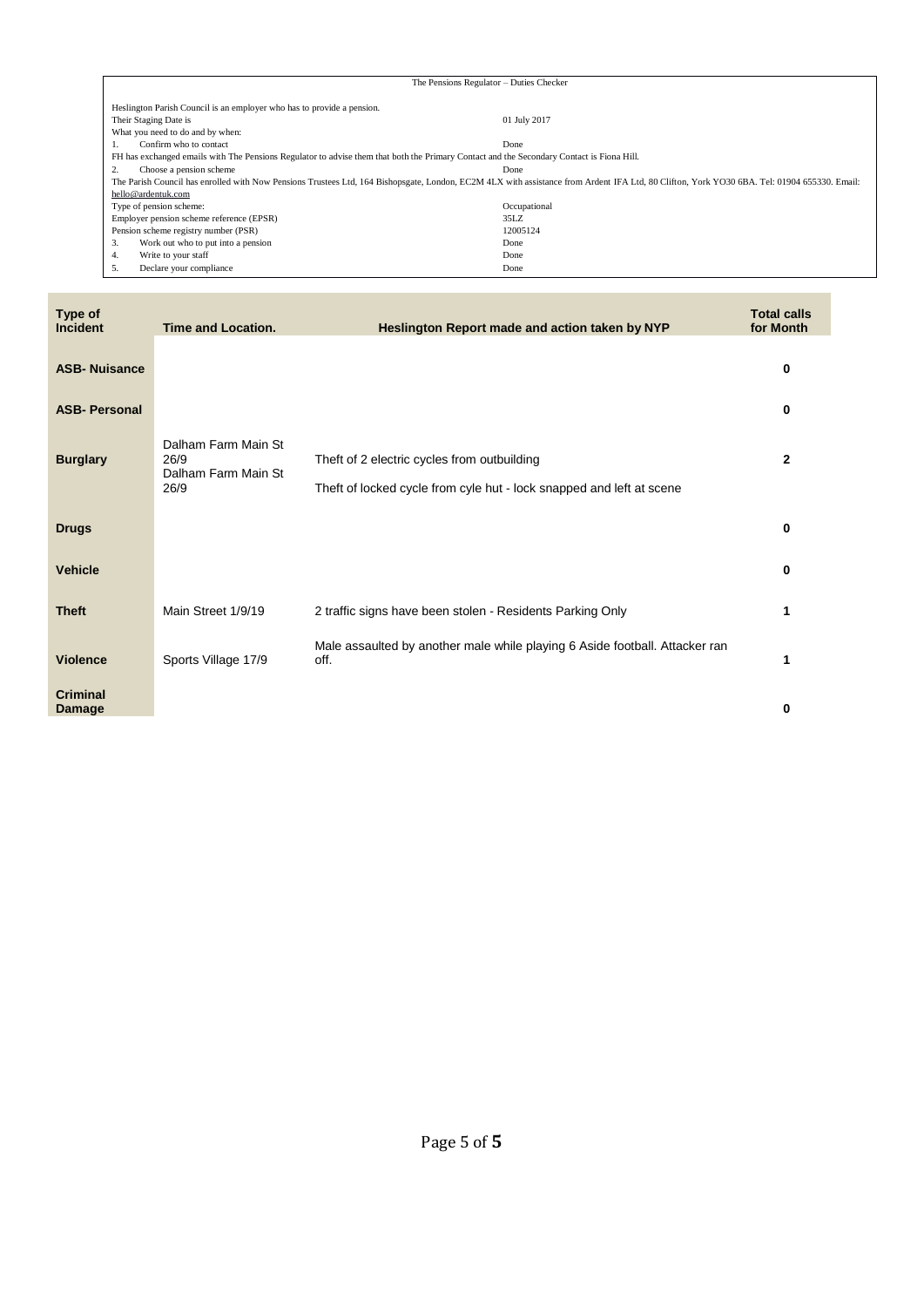The Pensions Regulator – Duties Checker

| | |
|---|---|
| Heslington Parish Council is an employer who has to provide a pension. | |
| Their Staging Date is | 01 July 2017 |
| What you need to do and by when: | |
| 1. Confirm who to contact | Done |
| FH has exchanged emails with The Pensions Regulator to advise them that both the Primary Contact and the Secondary Contact is Fiona Hill. | |
| 2. Choose a pension scheme | Done |
| The Parish Council has enrolled with Now Pensions Trustees Ltd, 164 Bishopsgate, London, EC2M 4LX with assistance from Ardent IFA Ltd, 80 Clifton, York YO30 6BA. Tel: 01904 655330. Email: hello@ardentuk.com | |
| Type of pension scheme: | Occupational |
| Employer pension scheme reference (EPSR) | 35LZ |
| Pension scheme registry number (PSR) | 12005124 |
| 3. Work out who to put into a pension | Done |
| 4. Write to your staff | Done |
| 5. Declare your compliance | Done |

| Type of Incident | Time and Location. | Heslington Report made and action taken by NYP | Total calls for Month |
|---|---|---|---|
| **ASB- Nuisance** | | | 0 |
| **ASB- Personal** | | | 0 |
| **Burglary** | Dalham Farm Main St 26/9<br>Dalham Farm Main St 26/9 | Theft of 2 electric cycles from outbuilding<br>Theft of locked cycle from cyle hut - lock snapped and left at scene | 2 |
| **Drugs** | | | 0 |
| **Vehicle** | | | 0 |
| **Theft** | Main Street 1/9/19 | 2 traffic signs have been stolen - Residents Parking Only | 1 |
| **Violence** | Sports Village 17/9 | Male assaulted by another male while playing 6 Aside football. Attacker ran off. | 1 |
| **Criminal Damage** | | | 0 |